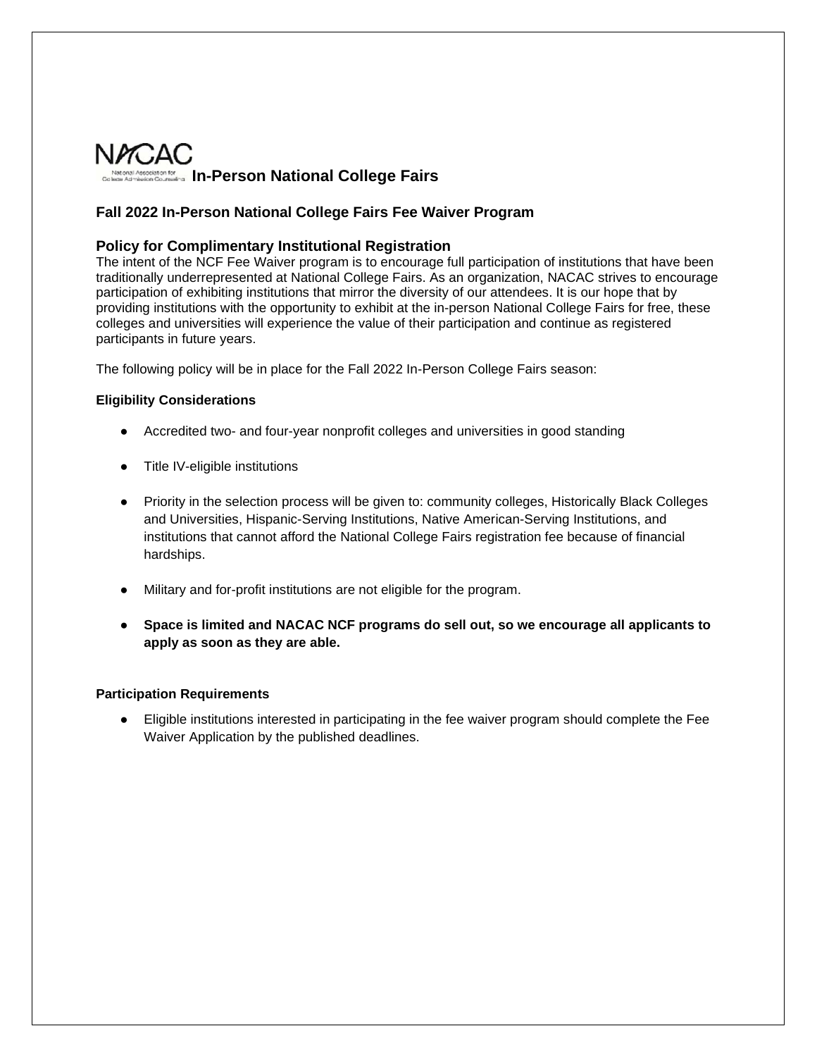NACAC

National Association for College Admission Counseling

# In-Person National College Fairs

## Fall 2022 In-Person National College Fairs Fee Waiver Program

### Policy for Complimentary Institutional Registration

The intent of the NCF Fee Waiver program is to encourage full participation of institutions that have been traditionally underrepresented at National College Fairs. As an organization, NACAC strives to encourage participation of exhibiting institutions that mirror the diversity of our attendees. It is our hope that by providing institutions with the opportunity to exhibit at the in-person National College Fairs for free, these colleges and universities will experience the value of their participation and continue as registered participants in future years.

The following policy will be in place for the Fall 2022 In-Person College Fairs season:

**Eligibility Considerations**

- Accredited two- and four-year nonprofit colleges and universities in good standing
- Title IV-eligible institutions
- Priority in the selection process will be given to: community colleges, Historically Black Colleges and Universities, Hispanic-Serving Institutions, Native American-Serving Institutions, and institutions that cannot afford the National College Fairs registration fee because of financial hardships.
- Military and for-profit institutions are not eligible for the program.
- **Space is limited and NACAC NCF programs do sell out, so we encourage all applicants to apply as soon as they are able.**

**Participation Requirements**

- Eligible institutions interested in participating in the fee waiver program should complete the Fee Waiver Application by the published deadlines.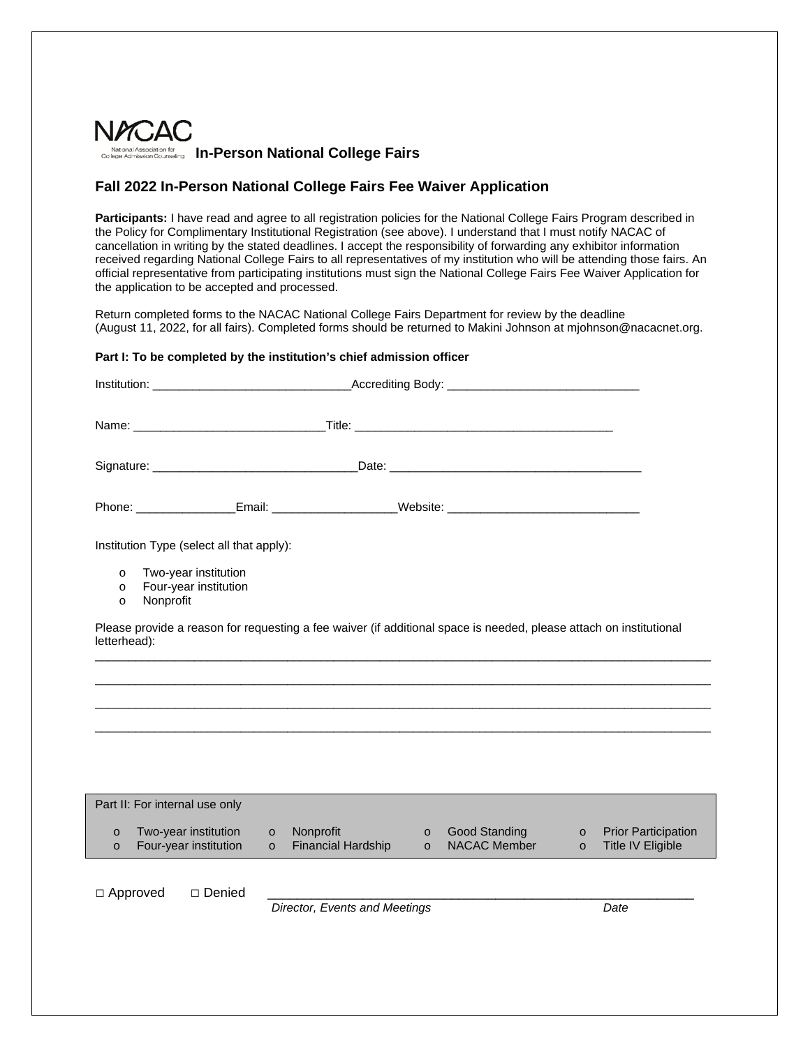NACAC
National Association for College Admission Counseling

**In-Person National College Fairs**

## Fall 2022 In-Person National College Fairs Fee Waiver Application

**Participants:** I have read and agree to all registration policies for the National College Fairs Program described in the Policy for Complimentary Institutional Registration (see above). I understand that I must notify NACAC of cancellation in writing by the stated deadlines. I accept the responsibility of forwarding any exhibitor information received regarding National College Fairs to all representatives of my institution who will be attending those fairs. An official representative from participating institutions must sign the National College Fairs Fee Waiver Application for the application to be accepted and processed.

Return completed forms to the NACAC National College Fairs Department for review by the deadline (August 11, 2022, for all fairs). Completed forms should be returned to Makini Johnson at mjohnson@nacacnet.org.

**Part I: To be completed by the institution's chief admission officer**

Institution: ______________________________ Accrediting Body: _____________________________

Name: _____________________________ Title: _______________________________________

Signature: _______________________________ Date: ______________________________________

Phone: _______________ Email: ___________________ Website: _____________________________

Institution Type (select all that apply):

- o Two-year institution
- o Four-year institution
- o Nonprofit

Please provide a reason for requesting a fee waiver (if additional space is needed, please attach on institutional letterhead):

_______________________________________________________________________________________

_______________________________________________________________________________________

_______________________________________________________________________________________

_______________________________________________________________________________________

| Part II: For internal use only | | | |
|---|---|---|---|
| o Two-year institution | o Nonprofit | o Good Standing | o Prior Participation |
| o Four-year institution | o Financial Hardship | o NACAC Member | o Title IV Eligible |

□ Approved □ Denied _______________________________________________

*Director, Events and Meetings* *Date*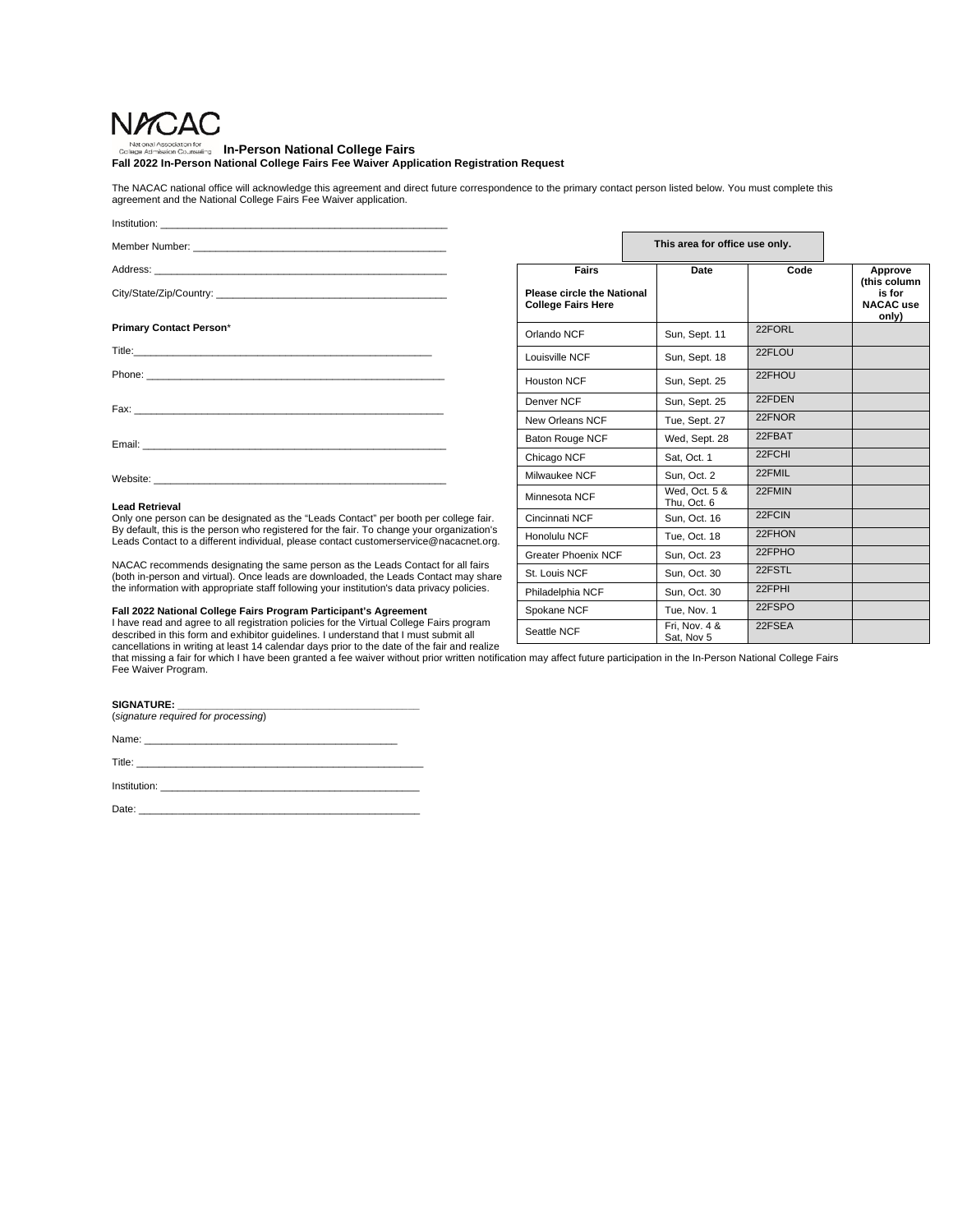NACAC

National Association for College Admission Counseling

# In-Person National College Fairs

## Fall 2022 In-Person National College Fairs Fee Waiver Application Registration Request

The NACAC national office will acknowledge this agreement and direct future correspondence to the primary contact person listed below. You must complete this agreement and the National College Fairs Fee Waiver application.

Institution: ____________________________________________________

Member Number: ________________________________________________

Address: _______________________________________________________

City/State/Zip/Country: __________________________________________

**Primary Contact Person***

Title:__________________________________________________________

Phone: ________________________________________________________

Fax: __________________________________________________________

Email: ________________________________________________________

Website: ______________________________________________________

| | This area for office use only. | | |
|---|---|---|---|
| **Fairs**<br><br>**Please circle the National College Fairs Here** | **Date** | **Code** | **Approve (this column is for NACAC use only)** |
| Orlando NCF | Sun, Sept. 11 | 22FORL | |
| Louisville NCF | Sun, Sept. 18 | 22FLOU | |
| Houston NCF | Sun, Sept. 25 | 22FHOU | |
| Denver NCF | Sun, Sept. 25 | 22FDEN | |
| New Orleans NCF | Tue, Sept. 27 | 22FNOR | |
| Baton Rouge NCF | Wed, Sept. 28 | 22FBAT | |
| Chicago NCF | Sat, Oct. 1 | 22FCHI | |
| Milwaukee NCF | Sun, Oct. 2 | 22FMIL | |
| Minnesota NCF | Wed, Oct. 5 & Thu, Oct. 6 | 22FMIN | |
| Cincinnati NCF | Sun, Oct. 16 | 22FCIN | |
| Honolulu NCF | Tue, Oct. 18 | 22FHON | |
| Greater Phoenix NCF | Sun, Oct. 23 | 22FPHO | |
| St. Louis NCF | Sun, Oct. 30 | 22FSTL | |
| Philadelphia NCF | Sun, Oct. 30 | 22FPHI | |
| Spokane NCF | Tue, Nov. 1 | 22FSPO | |
| Seattle NCF | Fri, Nov. 4 & Sat, Nov 5 | 22FSEA | |

**Lead Retrieval**

Only one person can be designated as the "Leads Contact" per booth per college fair. By default, this is the person who registered for the fair. To change your organization's Leads Contact to a different individual, please contact customerservice@nacacnet.org.

NACAC recommends designating the same person as the Leads Contact for all fairs (both in-person and virtual). Once leads are downloaded, the Leads Contact may share the information with appropriate staff following your institution's data privacy policies.

**Fall 2022 National College Fairs Program Participant's Agreement**

I have read and agree to all registration policies for the Virtual College Fairs program described in this form and exhibitor guidelines. I understand that I must submit all cancellations in writing at least 14 calendar days prior to the date of the fair and realize that missing a fair for which I have been granted a fee waiver without prior written notification may affect future participation in the In-Person National College Fairs Fee Waiver Program.

**SIGNATURE: ___________________________________________**
(*signature required for processing*)

Name: _____________________________________________

Title: ______________________________________________

Institution: _________________________________________

Date: ______________________________________________